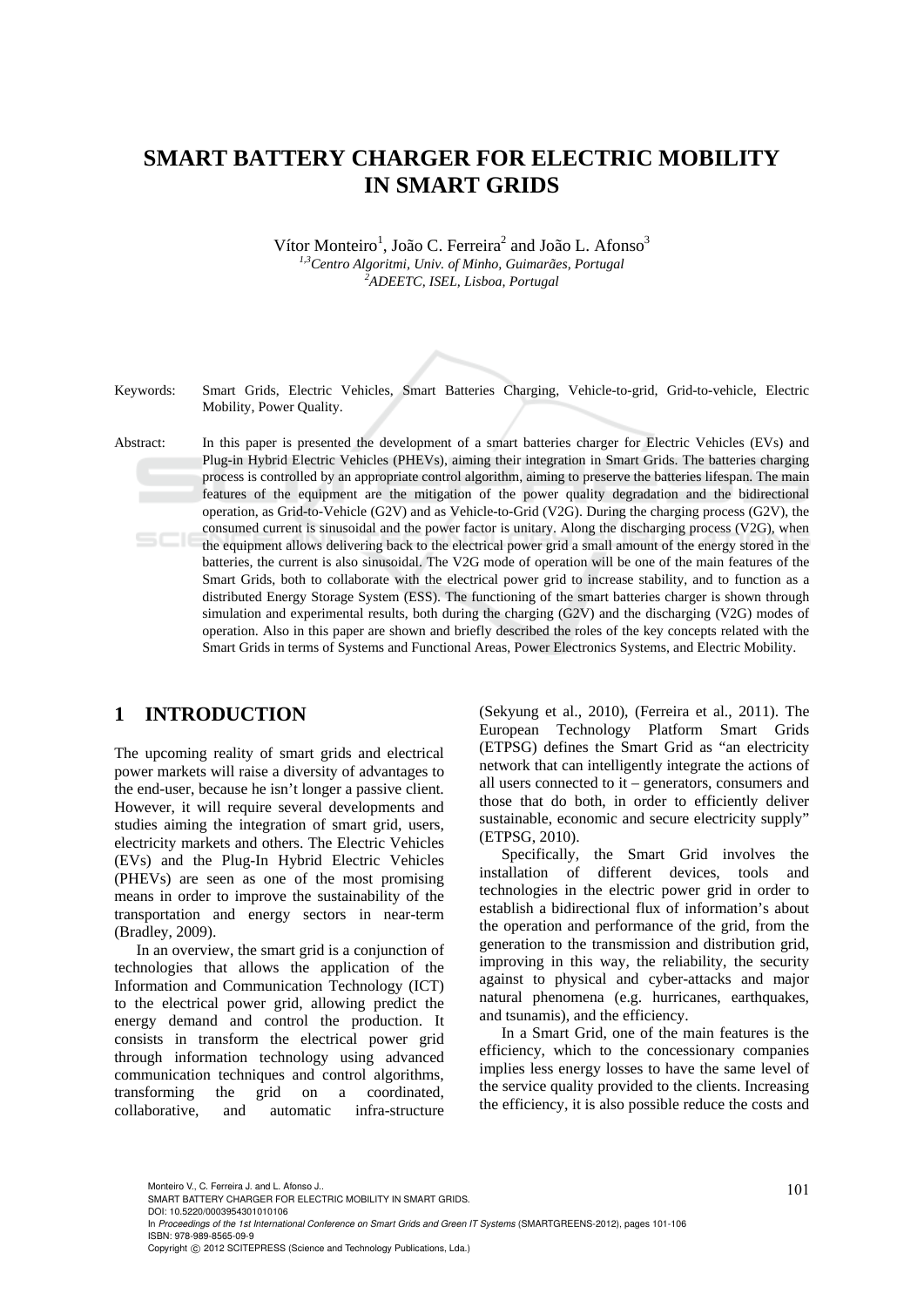# SMART BATTERY CHARGER FOR ELECTRIC MOBILITY IN SMART GRIDS

Vítor Monteiro[1], João C. Ferreira[2] and João L. Afonso[3]

[1,3]*Centro Algoritmi, Univ. of Minho, Guimarães, Portugal*
[2]*ADEETC, ISEL, Lisboa, Portugal*

Keywords: Smart Grids, Electric Vehicles, Smart Batteries Charging, Vehicle-to-grid, Grid-to-vehicle, Electric Mobility, Power Quality.

Abstract: In this paper is presented the development of a smart batteries charger for Electric Vehicles (EVs) and Plug-in Hybrid Electric Vehicles (PHEVs), aiming their integration in Smart Grids. The batteries charging process is controlled by an appropriate control algorithm, aiming to preserve the batteries lifespan. The main features of the equipment are the mitigation of the power quality degradation and the bidirectional operation, as Grid-to-Vehicle (G2V) and as Vehicle-to-Grid (V2G). During the charging process (G2V), the consumed current is sinusoidal and the power factor is unitary. Along the discharging process (V2G), when the equipment allows delivering back to the electrical power grid a small amount of the energy stored in the batteries, the current is also sinusoidal. The V2G mode of operation will be one of the main features of the Smart Grids, both to collaborate with the electrical power grid to increase stability, and to function as a distributed Energy Storage System (ESS). The functioning of the smart batteries charger is shown through simulation and experimental results, both during the charging (G2V) and the discharging (V2G) modes of operation. Also in this paper are shown and briefly described the roles of the key concepts related with the Smart Grids in terms of Systems and Functional Areas, Power Electronics Systems, and Electric Mobility.

## 1 INTRODUCTION

The upcoming reality of smart grids and electrical power markets will raise a diversity of advantages to the end-user, because he isn't longer a passive client. However, it will require several developments and studies aiming the integration of smart grid, users, electricity markets and others. The Electric Vehicles (EVs) and the Plug-In Hybrid Electric Vehicles (PHEVs) are seen as one of the most promising means in order to improve the sustainability of the transportation and energy sectors in near-term (Bradley, 2009).

In an overview, the smart grid is a conjunction of technologies that allows the application of the Information and Communication Technology (ICT) to the electrical power grid, allowing predict the energy demand and control the production. It consists in transform the electrical power grid through information technology using advanced communication techniques and control algorithms, transforming the grid on a coordinated, collaborative, and automatic infra-structure (Sekyung et al., 2010), (Ferreira et al., 2011). The European Technology Platform Smart Grids (ETPSG) defines the Smart Grid as "an electricity network that can intelligently integrate the actions of all users connected to it – generators, consumers and those that do both, in order to efficiently deliver sustainable, economic and secure electricity supply" (ETPSG, 2010).

Specifically, the Smart Grid involves the installation of different devices, tools and technologies in the electric power grid in order to establish a bidirectional flux of information's about the operation and performance of the grid, from the generation to the transmission and distribution grid, improving in this way, the reliability, the security against to physical and cyber-attacks and major natural phenomena (e.g. hurricanes, earthquakes, and tsunamis), and the efficiency.

In a Smart Grid, one of the main features is the efficiency, which to the concessionary companies implies less energy losses to have the same level of the service quality provided to the clients. Increasing the efficiency, it is also possible reduce the costs and

Monteiro V., C. Ferreira J. and L. Afonso J..
SMART BATTERY CHARGER FOR ELECTRIC MOBILITY IN SMART GRIDS.
DOI: 10.5220/0003954301010106
In *Proceedings of the 1st International Conference on Smart Grids and Green IT Systems* (SMARTGREENS-2012), pages 101-106
ISBN: 978-989-8565-09-9
Copyright © 2012 SCITEPRESS (Science and Technology Publications, Lda.)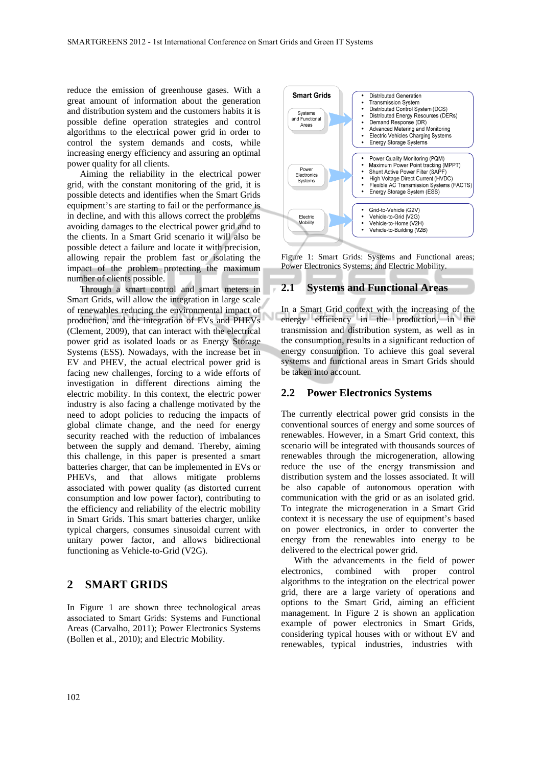reduce the emission of greenhouse gases. With a great amount of information about the generation and distribution system and the customers habits it is possible define operation strategies and control algorithms to the electrical power grid in order to control the system demands and costs, while increasing energy efficiency and assuring an optimal power quality for all clients.

Aiming the reliability in the electrical power grid, with the constant monitoring of the grid, it is possible detects and identifies when the Smart Grids equipment's are starting to fail or the performance is in decline, and with this allows correct the problems avoiding damages to the electrical power grid and to the clients. In a Smart Grid scenario it will also be possible detect a failure and locate it with precision, allowing repair the problem fast or isolating the impact of the problem protecting the maximum number of clients possible.

Through a smart control and smart meters in Smart Grids, will allow the integration in large scale of renewables reducing the environmental impact of production, and the integration of EVs and PHEVs (Clement, 2009), that can interact with the electrical power grid as isolated loads or as Energy Storage Systems (ESS). Nowadays, with the increase bet in EV and PHEV, the actual electrical power grid is facing new challenges, forcing to a wide efforts of investigation in different directions aiming the electric mobility. In this context, the electric power industry is also facing a challenge motivated by the need to adopt policies to reducing the impacts of global climate change, and the need for energy security reached with the reduction of imbalances between the supply and demand. Thereby, aiming this challenge, in this paper is presented a smart batteries charger, that can be implemented in EVs or PHEVs, and that allows mitigate problems associated with power quality (as distorted current consumption and low power factor), contributing to the efficiency and reliability of the electric mobility in Smart Grids. This smart batteries charger, unlike typical chargers, consumes sinusoidal current with unitary power factor, and allows bidirectional functioning as Vehicle-to-Grid (V2G).

# 2 SMART GRIDS

In Figure 1 are shown three technological areas associated to Smart Grids: Systems and Functional Areas (Carvalho, 2011); Power Electronics Systems (Bollen et al., 2010); and Electric Mobility.

Smart Grids

Systems and Functional Areas
- Distributed Generation
- Transmission System
- Distributed Control System (DCS)
- Distributed Energy Resources (DERs)
- Demand Response (DR)
- Advanced Metering and Monitoring
- Electric Vehicles Charging Systems
- Energy Storage Systems

Power Electronics Systems
- Power Quality Monitoring (PQM)
- Maximum Power Point tracking (MPPT)
- Shunt Active Power Filter (SAPF)
- High Voltage Direct Current (HVDC)
- Flexible AC Transmission Systems (FACTS)
- Energy Storage System (ESS)

Electric Mobility
- Grid-to-Vehicle (G2V)
- Vehicle-to-Grid (V2G)
- Vehicle-to-Home (V2H)
- Vehicle-to-Building (V2B)

Figure 1: Smart Grids: Systems and Functional areas; Power Electronics Systems; and Electric Mobility.

## 2.1 Systems and Functional Areas

In a Smart Grid context with the increasing of the energy efficiency in the production, in the transmission and distribution system, as well as in the consumption, results in a significant reduction of energy consumption. To achieve this goal several systems and functional areas in Smart Grids should be taken into account.

## 2.2 Power Electronics Systems

The currently electrical power grid consists in the conventional sources of energy and some sources of renewables. However, in a Smart Grid context, this scenario will be integrated with thousands sources of renewables through the microgeneration, allowing reduce the use of the energy transmission and distribution system and the losses associated. It will be also capable of autonomous operation with communication with the grid or as an isolated grid. To integrate the microgeneration in a Smart Grid context it is necessary the use of equipment's based on power electronics, in order to converter the energy from the renewables into energy to be delivered to the electrical power grid.

With the advancements in the field of power electronics, combined with proper control algorithms to the integration on the electrical power grid, there are a large variety of operations and options to the Smart Grid, aiming an efficient management. In Figure 2 is shown an application example of power electronics in Smart Grids, considering typical houses with or without EV and renewables, typical industries, industries with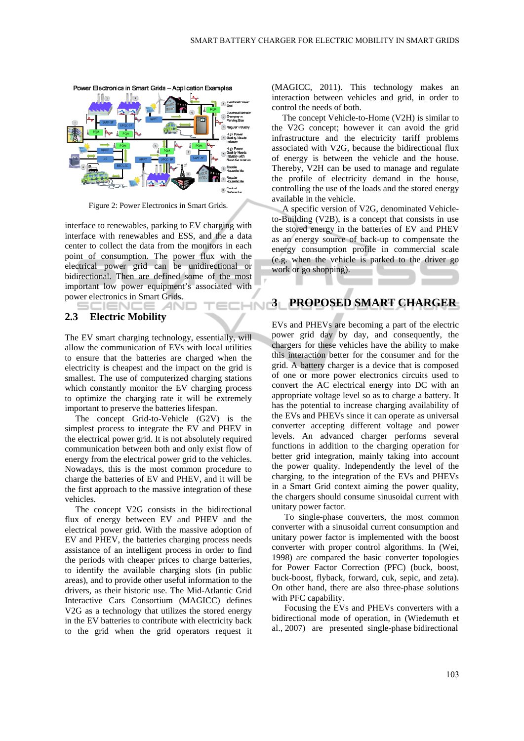Figure 2: Power Electronics in Smart Grids.

interface to renewables, parking to EV charging with interface with renewables and ESS, and the a data center to collect the data from the monitors in each point of consumption. The power flux with the electrical power grid can be unidirectional or bidirectional. Then are defined some of the most important low power equipment's associated with power electronics in Smart Grids.

## 2.3 Electric Mobility

The EV smart charging technology, essentially, will allow the communication of EVs with local utilities to ensure that the batteries are charged when the electricity is cheapest and the impact on the grid is smallest. The use of computerized charging stations which constantly monitor the EV charging process to optimize the charging rate it will be extremely important to preserve the batteries lifespan.

The concept Grid-to-Vehicle (G2V) is the simplest process to integrate the EV and PHEV in the electrical power grid. It is not absolutely required communication between both and only exist flow of energy from the electrical power grid to the vehicles. Nowadays, this is the most common procedure to charge the batteries of EV and PHEV, and it will be the first approach to the massive integration of these vehicles.

The concept V2G consists in the bidirectional flux of energy between EV and PHEV and the electrical power grid. With the massive adoption of EV and PHEV, the batteries charging process needs assistance of an intelligent process in order to find the periods with cheaper prices to charge batteries, to identify the available charging slots (in public areas), and to provide other useful information to the drivers, as their historic use. The Mid-Atlantic Grid Interactive Cars Consortium (MAGICC) defines V2G as a technology that utilizes the stored energy in the EV batteries to contribute with electricity back to the grid when the grid operators request it (MAGICC, 2011). This technology makes an interaction between vehicles and grid, in order to control the needs of both.

The concept Vehicle-to-Home (V2H) is similar to the V2G concept; however it can avoid the grid infrastructure and the electricity tariff problems associated with V2G, because the bidirectional flux of energy is between the vehicle and the house. Thereby, V2H can be used to manage and regulate the profile of electricity demand in the house, controlling the use of the loads and the stored energy available in the vehicle.

A specific version of V2G, denominated Vehicle-to-Building (V2B), is a concept that consists in use the stored energy in the batteries of EV and PHEV as an energy source of back-up to compensate the energy consumption profile in commercial scale (e.g. when the vehicle is parked to the driver go work or go shopping).

# 3 PROPOSED SMART CHARGER

EVs and PHEVs are becoming a part of the electric power grid day by day, and consequently, the chargers for these vehicles have the ability to make this interaction better for the consumer and for the grid. A battery charger is a device that is composed of one or more power electronics circuits used to convert the AC electrical energy into DC with an appropriate voltage level so as to charge a battery. It has the potential to increase charging availability of the EVs and PHEVs since it can operate as universal converter accepting different voltage and power levels. An advanced charger performs several functions in addition to the charging operation for better grid integration, mainly taking into account the power quality. Independently the level of the charging, to the integration of the EVs and PHEVs in a Smart Grid context aiming the power quality, the chargers should consume sinusoidal current with unitary power factor.

To single-phase converters, the most common converter with a sinusoidal current consumption and unitary power factor is implemented with the boost converter with proper control algorithms. In (Wei, 1998) are compared the basic converter topologies for Power Factor Correction (PFC) (buck, boost, buck-boost, flyback, forward, cuk, sepic, and zeta). On other hand, there are also three-phase solutions with PFC capability.

Focusing the EVs and PHEVs converters with a bidirectional mode of operation, in (Wiedemuth et al., 2007) are presented single-phase bidirectional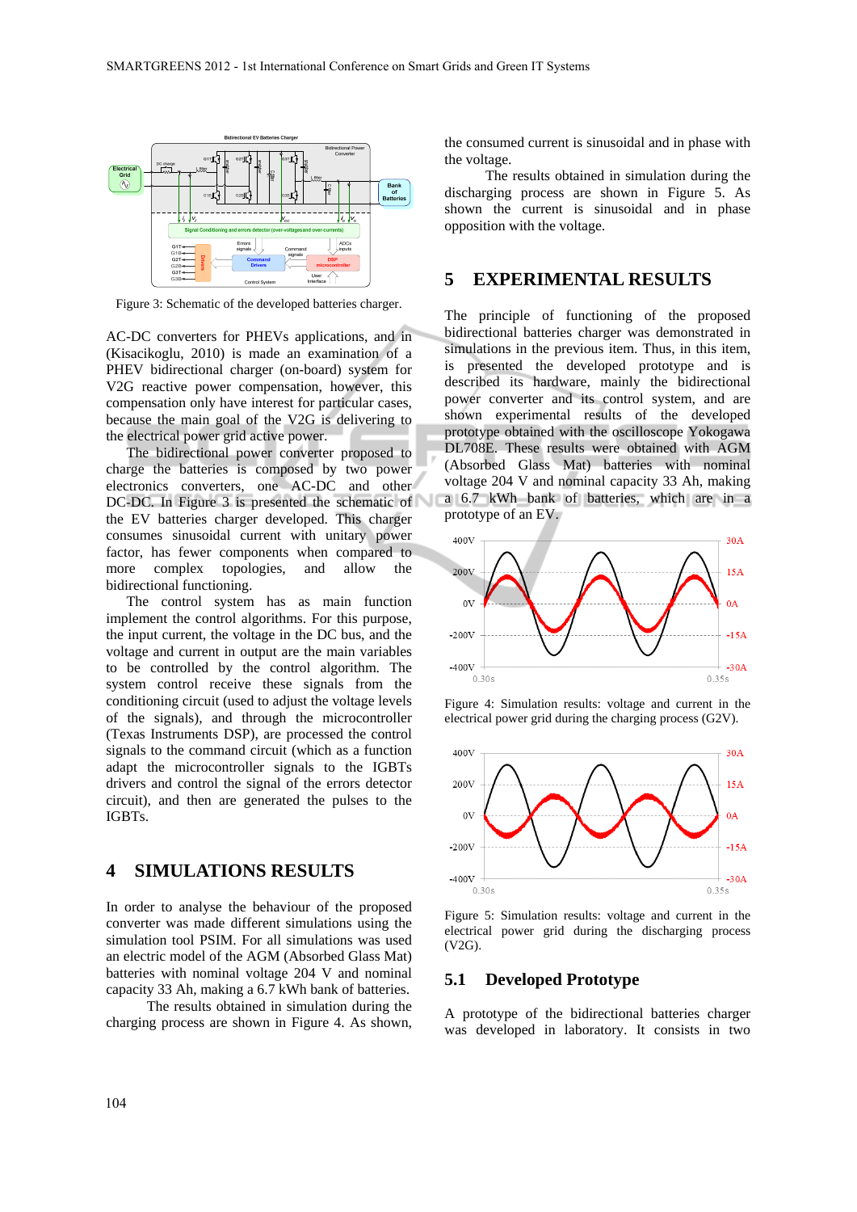Figure 3: Schematic of the developed batteries charger.

AC-DC converters for PHEVs applications, and in (Kisacikoglu, 2010) is made an examination of a PHEV bidirectional charger (on-board) system for V2G reactive power compensation, however, this compensation only have interest for particular cases, because the main goal of the V2G is delivering to the electrical power grid active power.

The bidirectional power converter proposed to charge the batteries is composed by two power electronics converters, one AC-DC and other DC-DC. In Figure 3 is presented the schematic of the EV batteries charger developed. This charger consumes sinusoidal current with unitary power factor, has fewer components when compared to more complex topologies, and allow the bidirectional functioning.

The control system has as main function implement the control algorithms. For this purpose, the input current, the voltage in the DC bus, and the voltage and current in output are the main variables to be controlled by the control algorithm. The system control receive these signals from the conditioning circuit (used to adjust the voltage levels of the signals), and through the microcontroller (Texas Instruments DSP), are processed the control signals to the command circuit (which as a function adapt the microcontroller signals to the IGBTs drivers and control the signal of the errors detector circuit), and then are generated the pulses to the IGBTs.

## 4 SIMULATIONS RESULTS

In order to analyse the behaviour of the proposed converter was made different simulations using the simulation tool PSIM. For all simulations was used an electric model of the AGM (Absorbed Glass Mat) batteries with nominal voltage 204 V and nominal capacity 33 Ah, making a 6.7 kWh bank of batteries.

The results obtained in simulation during the charging process are shown in Figure 4. As shown, the consumed current is sinusoidal and in phase with the voltage.

The results obtained in simulation during the discharging process are shown in Figure 5. As shown the current is sinusoidal and in phase opposition with the voltage.

## 5 EXPERIMENTAL RESULTS

The principle of functioning of the proposed bidirectional batteries charger was demonstrated in simulations in the previous item. Thus, in this item, is presented the developed prototype and is described its hardware, mainly the bidirectional power converter and its control system, and are shown experimental results of the developed prototype obtained with the oscilloscope Yokogawa DL708E. These results were obtained with AGM (Absorbed Glass Mat) batteries with nominal voltage 204 V and nominal capacity 33 Ah, making a 6.7 kWh bank of batteries, which are in a prototype of an EV.

Figure 4: Simulation results: voltage and current in the electrical power grid during the charging process (G2V).

Figure 5: Simulation results: voltage and current in the electrical power grid during the discharging process (V2G).

### 5.1 Developed Prototype

A prototype of the bidirectional batteries charger was developed in laboratory. It consists in two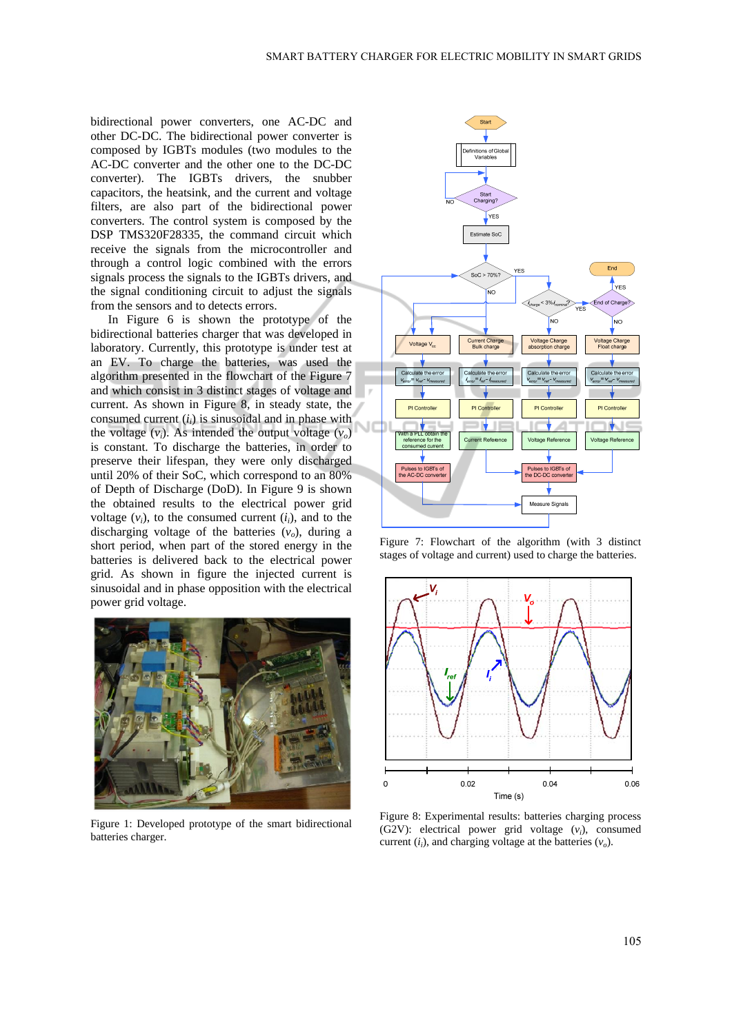bidirectional power converters, one AC-DC and other DC-DC. The bidirectional power converter is composed by IGBTs modules (two modules to the AC-DC converter and the other one to the DC-DC converter). The IGBTs drivers, the snubber capacitors, the heatsink, and the current and voltage filters, are also part of the bidirectional power converters. The control system is composed by the DSP TMS320F28335, the command circuit which receive the signals from the microcontroller and through a control logic combined with the errors signals process the signals to the IGBTs drivers, and the signal conditioning circuit to adjust the signals from the sensors and to detects errors.

In Figure 6 is shown the prototype of the bidirectional batteries charger that was developed in laboratory. Currently, this prototype is under test at an EV. To charge the batteries, was used the algorithm presented in the flowchart of the Figure 7 and which consist in 3 distinct stages of voltage and current. As shown in Figure 8, in steady state, the consumed current ($i_i$) is sinusoidal and in phase with the voltage ($v_i$). As intended the output voltage ($v_o$) is constant. To discharge the batteries, in order to preserve their lifespan, they were only discharged until 20% of their SoC, which correspond to an 80% of Depth of Discharge (DoD). In Figure 9 is shown the obtained results to the electrical power grid voltage ($v_i$), to the consumed current ($i_i$), and to the discharging voltage of the batteries ($v_o$), during a short period, when part of the stored energy in the batteries is delivered back to the electrical power grid. As shown in figure the injected current is sinusoidal and in phase opposition with the electrical power grid voltage.

Figure 1: Developed prototype of the smart bidirectional batteries charger.

Figure 7: Flowchart of the algorithm (with 3 distinct stages of voltage and current) used to charge the batteries.

Figure 8: Experimental results: batteries charging process (G2V): electrical power grid voltage ($v_i$), consumed current ($i_i$), and charging voltage at the batteries ($v_o$).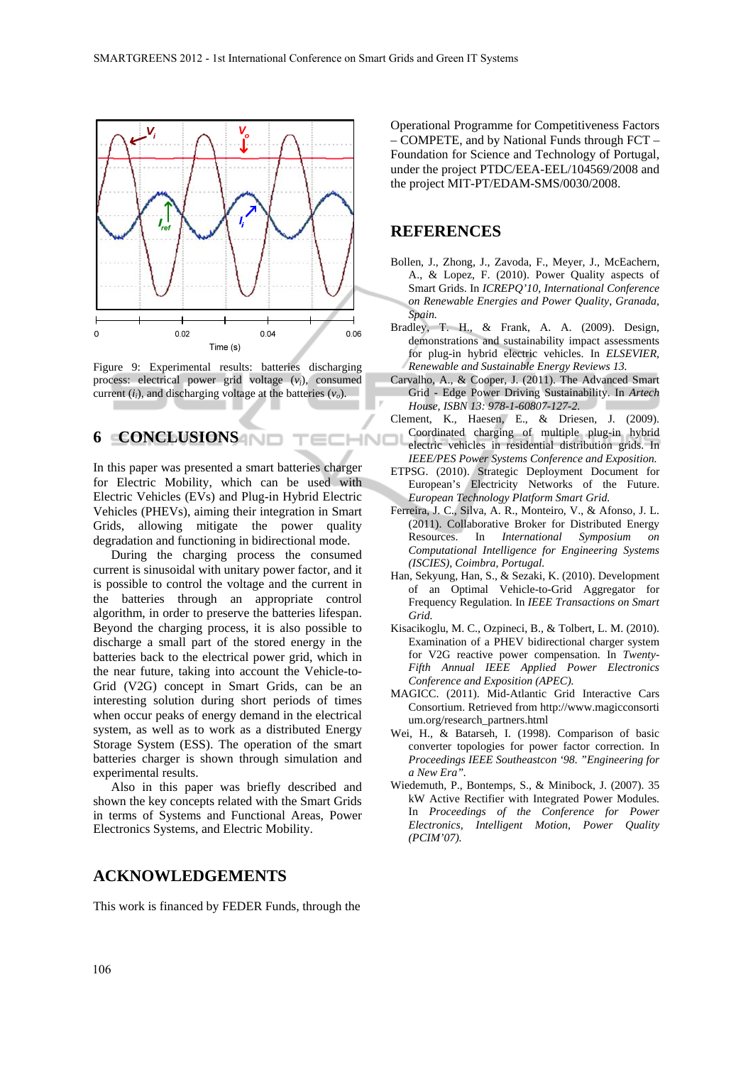$v_i$

$v_o$

$i_{ref}$

$i_i$

0 0.02 0.04 0.06

Time (s)

Figure 9: Experimental results: batteries discharging process: electrical power grid voltage ($v_i$), consumed current ($i_i$), and discharging voltage at the batteries ($v_o$).

## 6 CONCLUSIONS

In this paper was presented a smart batteries charger for Electric Mobility, which can be used with Electric Vehicles (EVs) and Plug-in Hybrid Electric Vehicles (PHEVs), aiming their integration in Smart Grids, allowing mitigate the power quality degradation and functioning in bidirectional mode.

During the charging process the consumed current is sinusoidal with unitary power factor, and it is possible to control the voltage and the current in the batteries through an appropriate control algorithm, in order to preserve the batteries lifespan. Beyond the charging process, it is also possible to discharge a small part of the stored energy in the batteries back to the electrical power grid, which in the near future, taking into account the Vehicle-to-Grid (V2G) concept in Smart Grids, can be an interesting solution during short periods of times when occur peaks of energy demand in the electrical system, as well as to work as a distributed Energy Storage System (ESS). The operation of the smart batteries charger is shown through simulation and experimental results.

Also in this paper was briefly described and shown the key concepts related with the Smart Grids in terms of Systems and Functional Areas, Power Electronics Systems, and Electric Mobility.

## ACKNOWLEDGEMENTS

This work is financed by FEDER Funds, through the Operational Programme for Competitiveness Factors – COMPETE, and by National Funds through FCT – Foundation for Science and Technology of Portugal, under the project PTDC/EEA-EEL/104569/2008 and the project MIT-PT/EDAM-SMS/0030/2008.

## REFERENCES

Bollen, J., Zhong, J., Zavoda, F., Meyer, J., McEachern, A., & Lopez, F. (2010). Power Quality aspects of Smart Grids. In *ICREPQ'10, International Conference on Renewable Energies and Power Quality, Granada, Spain.*

Bradley, T. H., & Frank, A. A. (2009). Design, demonstrations and sustainability impact assessments for plug-in hybrid electric vehicles. In *ELSEVIER, Renewable and Sustainable Energy Reviews 13.*

Carvalho, A., & Cooper, J. (2011). The Advanced Smart Grid - Edge Power Driving Sustainability. In *Artech House, ISBN 13: 978-1-60807-127-2.*

Clement, K., Haesen, E., & Driesen, J. (2009). Coordinated charging of multiple plug-in hybrid electric vehicles in residential distribution grids. In *IEEE/PES Power Systems Conference and Exposition.*

ETPSG. (2010). Strategic Deployment Document for European's Electricity Networks of the Future. *European Technology Platform Smart Grid.*

Ferreira, J. C., Silva, A. R., Monteiro, V., & Afonso, J. L. (2011). Collaborative Broker for Distributed Energy Resources. In *International Symposium on Computational Intelligence for Engineering Systems (ISCIES), Coimbra, Portugal.*

Han, Sekyung, Han, S., & Sezaki, K. (2010). Development of an Optimal Vehicle-to-Grid Aggregator for Frequency Regulation. In *IEEE Transactions on Smart Grid.*

Kisacikoglu, M. C., Ozpineci, B., & Tolbert, L. M. (2010). Examination of a PHEV bidirectional charger system for V2G reactive power compensation. In *Twenty-Fifth Annual IEEE Applied Power Electronics Conference and Exposition (APEC).*

MAGICC. (2011). Mid-Atlantic Grid Interactive Cars Consortium. Retrieved from http://www.magicconsortium.org/research_partners.html

Wei, H., & Batarseh, I. (1998). Comparison of basic converter topologies for power factor correction. In *Proceedings IEEE Southeastcon '98. "Engineering for a New Era".*

Wiedemuth, P., Bontemps, S., & Minibock, J. (2007). 35 kW Active Rectifier with Integrated Power Modules. In *Proceedings of the Conference for Power Electronics, Intelligent Motion, Power Quality (PCIM'07).*